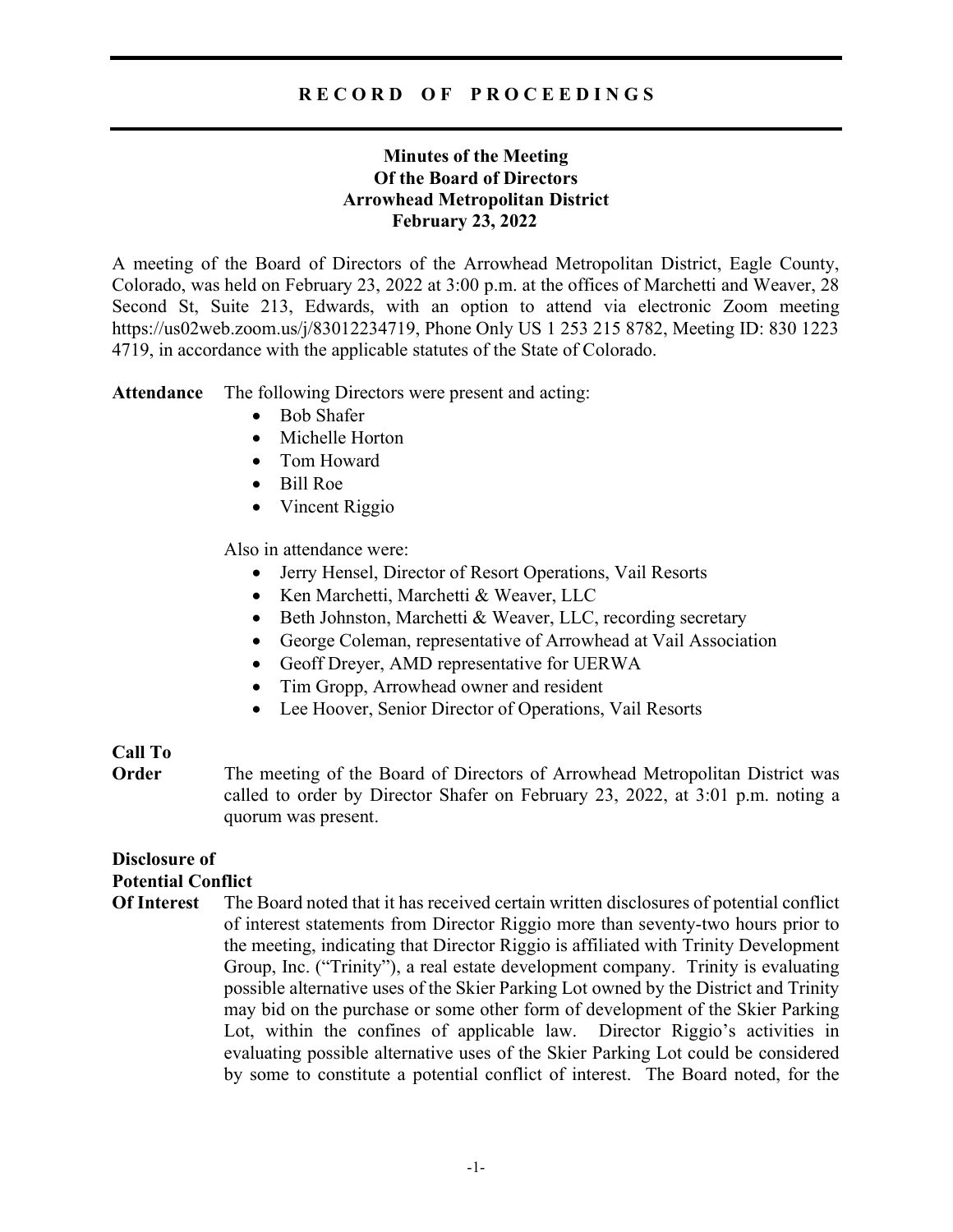# RECORD OF PROCEEDINGS

**Minutes of the Meeting**
**Of the Board of Directors**
**Arrowhead Metropolitan District**
**February 23, 2022**

A meeting of the Board of Directors of the Arrowhead Metropolitan District, Eagle County, Colorado, was held on February 23, 2022 at 3:00 p.m. at the offices of Marchetti and Weaver, 28 Second St, Suite 213, Edwards, with an option to attend via electronic Zoom meeting https://us02web.zoom.us/j/83012234719, Phone Only US 1 253 215 8782, Meeting ID: 830 1223 4719, in accordance with the applicable statutes of the State of Colorado.

**Attendance** The following Directors were present and acting:

- Bob Shafer
- Michelle Horton
- Tom Howard
- Bill Roe
- Vincent Riggio

Also in attendance were:

- Jerry Hensel, Director of Resort Operations, Vail Resorts
- Ken Marchetti, Marchetti & Weaver, LLC
- Beth Johnston, Marchetti & Weaver, LLC, recording secretary
- George Coleman, representative of Arrowhead at Vail Association
- Geoff Dreyer, AMD representative for UERWA
- Tim Gropp, Arrowhead owner and resident
- Lee Hoover, Senior Director of Operations, Vail Resorts

**Call To Order** The meeting of the Board of Directors of Arrowhead Metropolitan District was called to order by Director Shafer on February 23, 2022, at 3:01 p.m. noting a quorum was present.

**Disclosure of Potential Conflict Of Interest** The Board noted that it has received certain written disclosures of potential conflict of interest statements from Director Riggio more than seventy-two hours prior to the meeting, indicating that Director Riggio is affiliated with Trinity Development Group, Inc. ("Trinity"), a real estate development company. Trinity is evaluating possible alternative uses of the Skier Parking Lot owned by the District and Trinity may bid on the purchase or some other form of development of the Skier Parking Lot, within the confines of applicable law. Director Riggio's activities in evaluating possible alternative uses of the Skier Parking Lot could be considered by some to constitute a potential conflict of interest. The Board noted, for the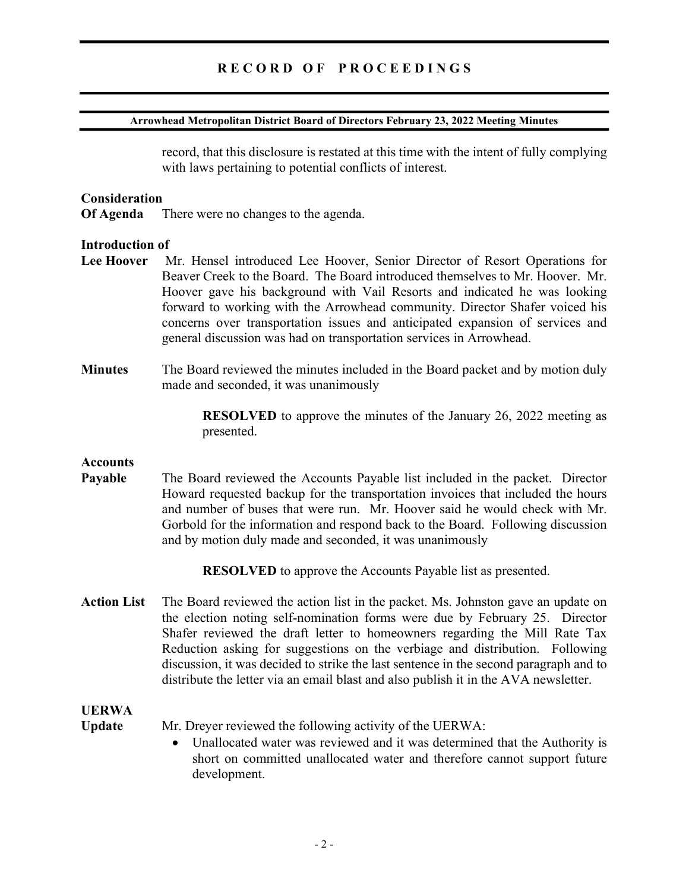record, that this disclosure is restated at this time with the intent of fully complying with laws pertaining to potential conflicts of interest.

**Consideration Of Agenda** There were no changes to the agenda.

**Introduction of Lee Hoover** Mr. Hensel introduced Lee Hoover, Senior Director of Resort Operations for Beaver Creek to the Board. The Board introduced themselves to Mr. Hoover. Mr. Hoover gave his background with Vail Resorts and indicated he was looking forward to working with the Arrowhead community. Director Shafer voiced his concerns over transportation issues and anticipated expansion of services and general discussion was had on transportation services in Arrowhead.

**Minutes** The Board reviewed the minutes included in the Board packet and by motion duly made and seconded, it was unanimously

> **RESOLVED** to approve the minutes of the January 26, 2022 meeting as presented.

**Accounts Payable** The Board reviewed the Accounts Payable list included in the packet. Director Howard requested backup for the transportation invoices that included the hours and number of buses that were run. Mr. Hoover said he would check with Mr. Gorbold for the information and respond back to the Board. Following discussion and by motion duly made and seconded, it was unanimously

> **RESOLVED** to approve the Accounts Payable list as presented.

**Action List** The Board reviewed the action list in the packet. Ms. Johnston gave an update on the election noting self-nomination forms were due by February 25. Director Shafer reviewed the draft letter to homeowners regarding the Mill Rate Tax Reduction asking for suggestions on the verbiage and distribution. Following discussion, it was decided to strike the last sentence in the second paragraph and to distribute the letter via an email blast and also publish it in the AVA newsletter.

**UERWA Update** Mr. Dreyer reviewed the following activity of the UERWA:

- Unallocated water was reviewed and it was determined that the Authority is short on committed unallocated water and therefore cannot support future development.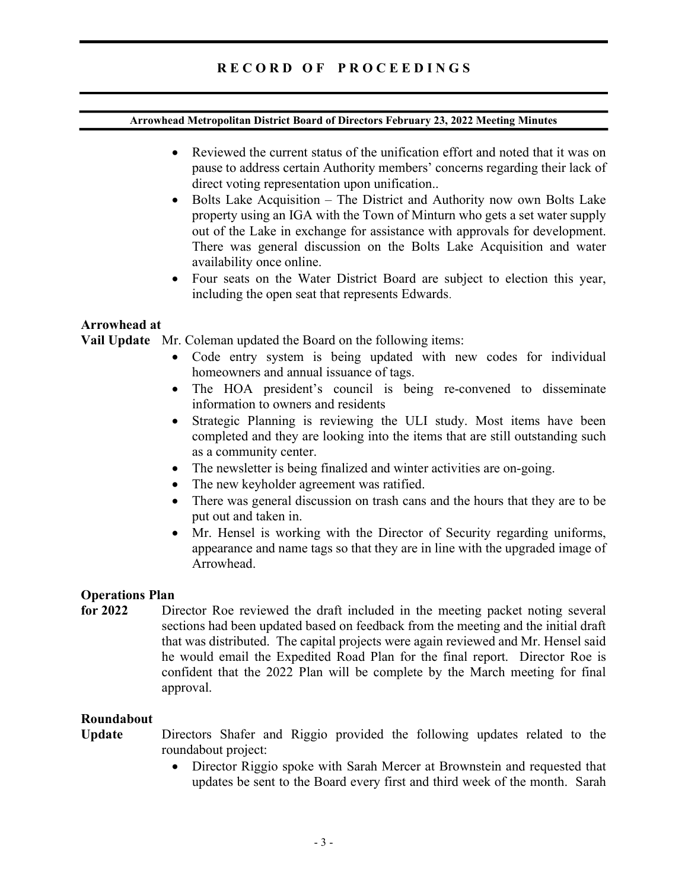- Reviewed the current status of the unification effort and noted that it was on pause to address certain Authority members' concerns regarding their lack of direct voting representation upon unification..
- Bolts Lake Acquisition – The District and Authority now own Bolts Lake property using an IGA with the Town of Minturn who gets a set water supply out of the Lake in exchange for assistance with approvals for development. There was general discussion on the Bolts Lake Acquisition and water availability once online.
- Four seats on the Water District Board are subject to election this year, including the open seat that represents Edwards.

**Arrowhead at Vail Update**

Mr. Coleman updated the Board on the following items:

- Code entry system is being updated with new codes for individual homeowners and annual issuance of tags.
- The HOA president's council is being re-convened to disseminate information to owners and residents
- Strategic Planning is reviewing the ULI study. Most items have been completed and they are looking into the items that are still outstanding such as a community center.
- The newsletter is being finalized and winter activities are on-going.
- The new keyholder agreement was ratified.
- There was general discussion on trash cans and the hours that they are to be put out and taken in.
- Mr. Hensel is working with the Director of Security regarding uniforms, appearance and name tags so that they are in line with the upgraded image of Arrowhead.

**Operations Plan for 2022**

Director Roe reviewed the draft included in the meeting packet noting several sections had been updated based on feedback from the meeting and the initial draft that was distributed. The capital projects were again reviewed and Mr. Hensel said he would email the Expedited Road Plan for the final report. Director Roe is confident that the 2022 Plan will be complete by the March meeting for final approval.

**Roundabout Update**

Directors Shafer and Riggio provided the following updates related to the roundabout project:

- Director Riggio spoke with Sarah Mercer at Brownstein and requested that updates be sent to the Board every first and third week of the month. Sarah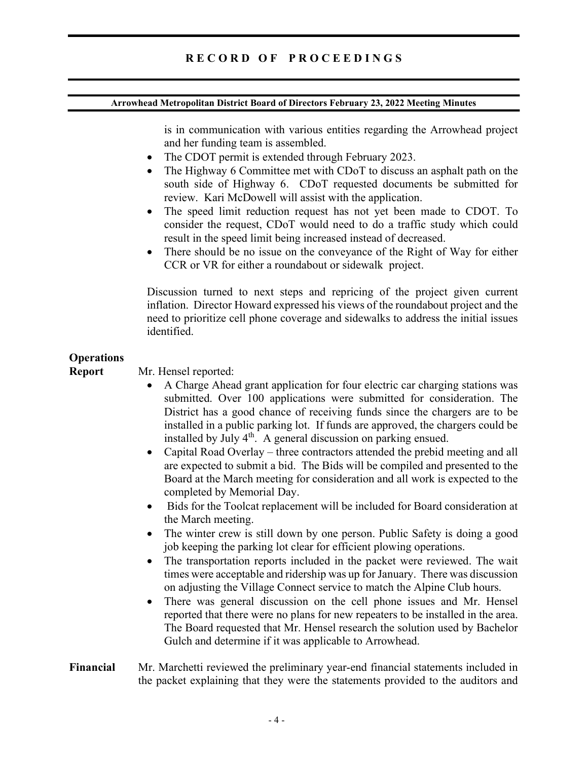is in communication with various entities regarding the Arrowhead project and her funding team is assembled.

- The CDOT permit is extended through February 2023.
- The Highway 6 Committee met with CDoT to discuss an asphalt path on the south side of Highway 6. CDoT requested documents be submitted for review. Kari McDowell will assist with the application.
- The speed limit reduction request has not yet been made to CDOT. To consider the request, CDoT would need to do a traffic study which could result in the speed limit being increased instead of decreased.
- There should be no issue on the conveyance of the Right of Way for either CCR or VR for either a roundabout or sidewalk project.

Discussion turned to next steps and repricing of the project given current inflation. Director Howard expressed his views of the roundabout project and the need to prioritize cell phone coverage and sidewalks to address the initial issues identified.

**Operations Report**

Mr. Hensel reported:

- A Charge Ahead grant application for four electric car charging stations was submitted. Over 100 applications were submitted for consideration. The District has a good chance of receiving funds since the chargers are to be installed in a public parking lot. If funds are approved, the chargers could be installed by July 4th. A general discussion on parking ensued.
- Capital Road Overlay – three contractors attended the prebid meeting and all are expected to submit a bid. The Bids will be compiled and presented to the Board at the March meeting for consideration and all work is expected to the completed by Memorial Day.
- Bids for the Toolcat replacement will be included for Board consideration at the March meeting.
- The winter crew is still down by one person. Public Safety is doing a good job keeping the parking lot clear for efficient plowing operations.
- The transportation reports included in the packet were reviewed. The wait times were acceptable and ridership was up for January. There was discussion on adjusting the Village Connect service to match the Alpine Club hours.
- There was general discussion on the cell phone issues and Mr. Hensel reported that there were no plans for new repeaters to be installed in the area. The Board requested that Mr. Hensel research the solution used by Bachelor Gulch and determine if it was applicable to Arrowhead.

**Financial**

Mr. Marchetti reviewed the preliminary year-end financial statements included in the packet explaining that they were the statements provided to the auditors and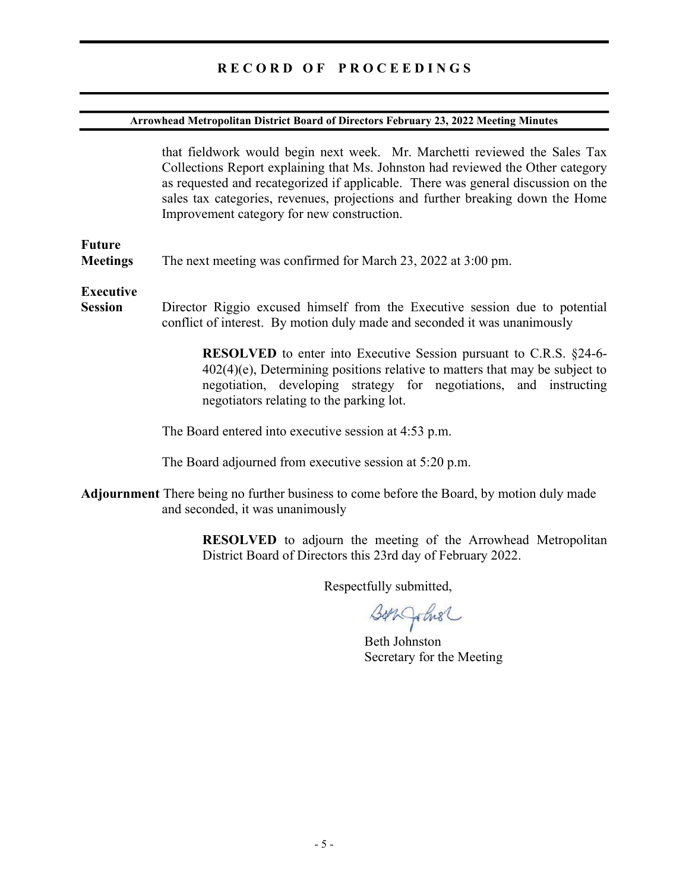that fieldwork would begin next week. Mr. Marchetti reviewed the Sales Tax Collections Report explaining that Ms. Johnston had reviewed the Other category as requested and recategorized if applicable. There was general discussion on the sales tax categories, revenues, projections and further breaking down the Home Improvement category for new construction.

**Future Meetings** The next meeting was confirmed for March 23, 2022 at 3:00 pm.

**Executive Session** Director Riggio excused himself from the Executive session due to potential conflict of interest. By motion duly made and seconded it was unanimously

> **RESOLVED** to enter into Executive Session pursuant to C.R.S. §24-6-402(4)(e), Determining positions relative to matters that may be subject to negotiation, developing strategy for negotiations, and instructing negotiators relating to the parking lot.

The Board entered into executive session at 4:53 p.m.

The Board adjourned from executive session at 5:20 p.m.

**Adjournment** There being no further business to come before the Board, by motion duly made and seconded, it was unanimously

> **RESOLVED** to adjourn the meeting of the Arrowhead Metropolitan District Board of Directors this 23rd day of February 2022.

Respectfully submitted,

Beth Johnston
Secretary for the Meeting